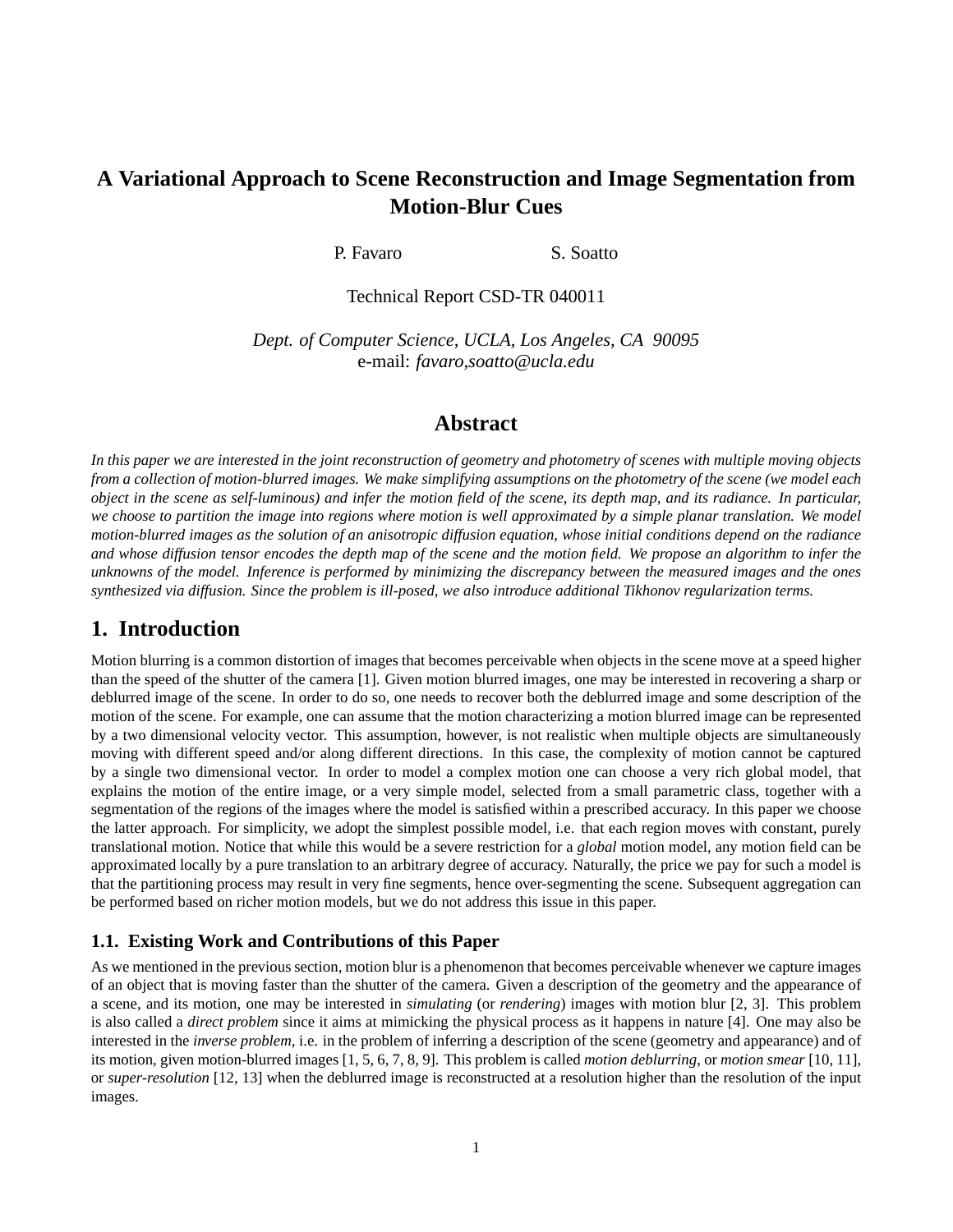# A Variational Approach to Scene Reconstruction and Image Segmentation from Motion-Blur Cues

P. Favaro S. Soatto

Technical Report CSD-TR 040011

*Dept. of Computer Science, UCLA, Los Angeles, CA 90095*
e-mail: *favaro,soatto@ucla.edu*

## Abstract

*In this paper we are interested in the joint reconstruction of geometry and photometry of scenes with multiple moving objects from a collection of motion-blurred images. We make simplifying assumptions on the photometry of the scene (we model each object in the scene as self-luminous) and infer the motion field of the scene, its depth map, and its radiance. In particular, we choose to partition the image into regions where motion is well approximated by a simple planar translation. We model motion-blurred images as the solution of an anisotropic diffusion equation, whose initial conditions depend on the radiance and whose diffusion tensor encodes the depth map of the scene and the motion field. We propose an algorithm to infer the unknowns of the model. Inference is performed by minimizing the discrepancy between the measured images and the ones synthesized via diffusion. Since the problem is ill-posed, we also introduce additional Tikhonov regularization terms.*

## 1. Introduction

Motion blurring is a common distortion of images that becomes perceivable when objects in the scene move at a speed higher than the speed of the shutter of the camera [1]. Given motion blurred images, one may be interested in recovering a sharp or deblurred image of the scene. In order to do so, one needs to recover both the deblurred image and some description of the motion of the scene. For example, one can assume that the motion characterizing a motion blurred image can be represented by a two dimensional velocity vector. This assumption, however, is not realistic when multiple objects are simultaneously moving with different speed and/or along different directions. In this case, the complexity of motion cannot be captured by a single two dimensional vector. In order to model a complex motion one can choose a very rich global model, that explains the motion of the entire image, or a very simple model, selected from a small parametric class, together with a segmentation of the regions of the images where the model is satisfied within a prescribed accuracy. In this paper we choose the latter approach. For simplicity, we adopt the simplest possible model, i.e. that each region moves with constant, purely translational motion. Notice that while this would be a severe restriction for a *global* motion model, any motion field can be approximated locally by a pure translation to an arbitrary degree of accuracy. Naturally, the price we pay for such a model is that the partitioning process may result in very fine segments, hence over-segmenting the scene. Subsequent aggregation can be performed based on richer motion models, but we do not address this issue in this paper.

### 1.1. Existing Work and Contributions of this Paper

As we mentioned in the previous section, motion blur is a phenomenon that becomes perceivable whenever we capture images of an object that is moving faster than the shutter of the camera. Given a description of the geometry and the appearance of a scene, and its motion, one may be interested in *simulating* (or *rendering*) images with motion blur [2, 3]. This problem is also called a *direct problem* since it aims at mimicking the physical process as it happens in nature [4]. One may also be interested in the *inverse problem*, i.e. in the problem of inferring a description of the scene (geometry and appearance) and of its motion, given motion-blurred images [1, 5, 6, 7, 8, 9]. This problem is called *motion deblurring*, or *motion smear* [10, 11], or *super-resolution* [12, 13] when the deblurred image is reconstructed at a resolution higher than the resolution of the input images.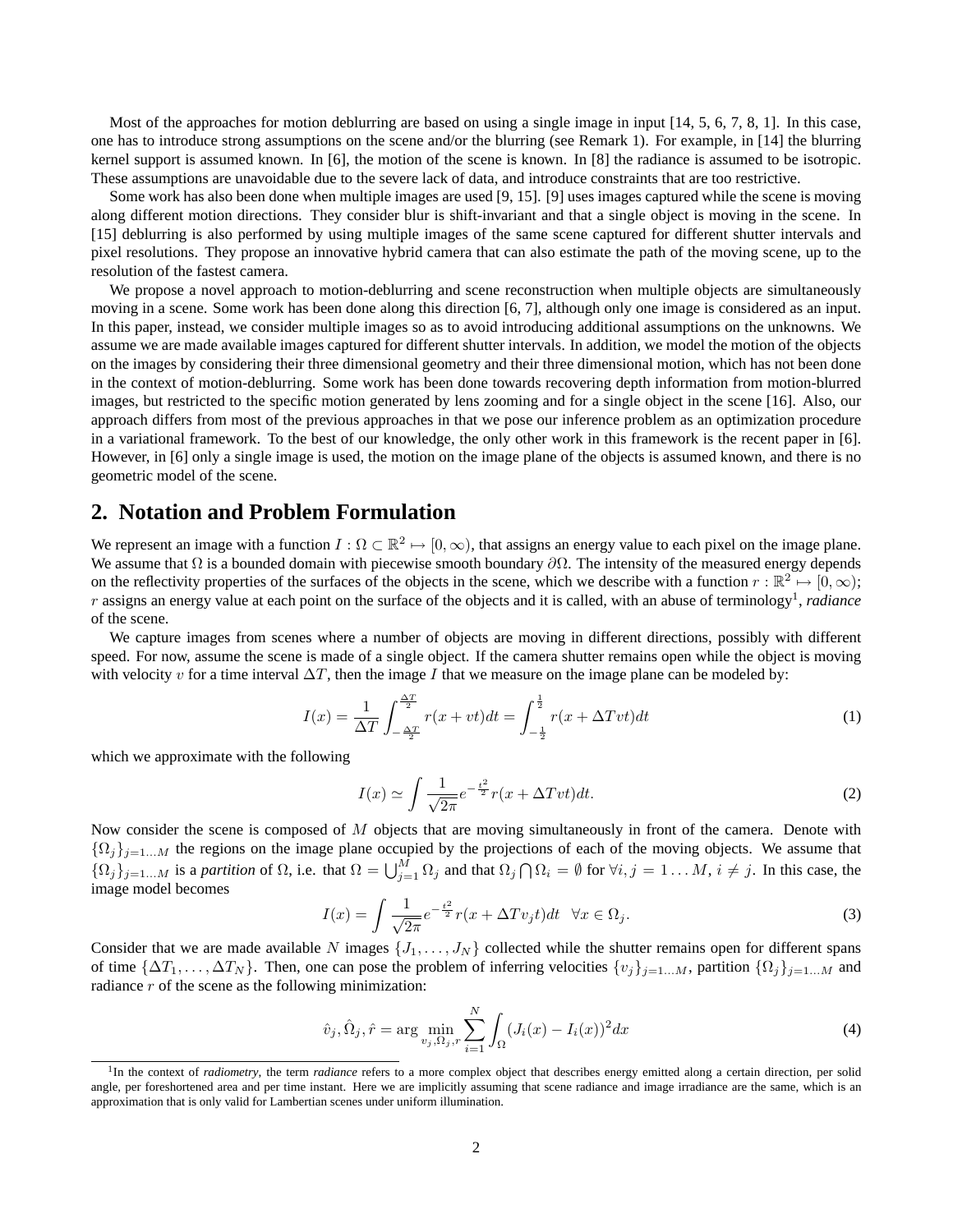Most of the approaches for motion deblurring are based on using a single image in input [14, 5, 6, 7, 8, 1]. In this case, one has to introduce strong assumptions on the scene and/or the blurring (see Remark 1). For example, in [14] the blurring kernel support is assumed known. In [6], the motion of the scene is known. In [8] the radiance is assumed to be isotropic. These assumptions are unavoidable due to the severe lack of data, and introduce constraints that are too restrictive.

Some work has also been done when multiple images are used [9, 15]. [9] uses images captured while the scene is moving along different motion directions. They consider blur is shift-invariant and that a single object is moving in the scene. In [15] deblurring is also performed by using multiple images of the same scene captured for different shutter intervals and pixel resolutions. They propose an innovative hybrid camera that can also estimate the path of the moving scene, up to the resolution of the fastest camera.

We propose a novel approach to motion-deblurring and scene reconstruction when multiple objects are simultaneously moving in a scene. Some work has been done along this direction [6, 7], although only one image is considered as an input. In this paper, instead, we consider multiple images so as to avoid introducing additional assumptions on the unknowns. We assume we are made available images captured for different shutter intervals. In addition, we model the motion of the objects on the images by considering their three dimensional geometry and their three dimensional motion, which has not been done in the context of motion-deblurring. Some work has been done towards recovering depth information from motion-blurred images, but restricted to the specific motion generated by lens zooming and for a single object in the scene [16]. Also, our approach differs from most of the previous approaches in that we pose our inference problem as an optimization procedure in a variational framework. To the best of our knowledge, the only other work in this framework is the recent paper in [6]. However, in [6] only a single image is used, the motion on the image plane of the objects is assumed known, and there is no geometric model of the scene.

## 2. Notation and Problem Formulation

We represent an image with a function $I : \Omega \subset \mathbb{R}^2 \mapsto [0, \infty)$, that assigns an energy value to each pixel on the image plane. We assume that $\Omega$ is a bounded domain with piecewise smooth boundary $\partial\Omega$. The intensity of the measured energy depends on the reflectivity properties of the surfaces of the objects in the scene, which we describe with a function $r : \mathbb{R}^2 \mapsto [0, \infty)$; $r$ assigns an energy value at each point on the surface of the objects and it is called, with an abuse of terminology[1], *radiance* of the scene.

We capture images from scenes where a number of objects are moving in different directions, possibly with different speed. For now, assume the scene is made of a single object. If the camera shutter remains open while the object is moving with velocity $v$ for a time interval $\Delta T$, then the image $I$ that we measure on the image plane can be modeled by:

$$I(x) = \frac{1}{\Delta T} \int_{-\frac{\Delta T}{2}}^{\frac{\Delta T}{2}} r(x + vt)dt = \int_{-\frac{1}{2}}^{\frac{1}{2}} r(x + \Delta T vt)dt \tag{1}$$

which we approximate with the following

$$I(x) \simeq \int \frac{1}{\sqrt{2\pi}} e^{-\frac{t^2}{2}} r(x + \Delta T vt)dt. \tag{2}$$

Now consider the scene is composed of $M$ objects that are moving simultaneously in front of the camera. Denote with $\{\Omega_j\}_{j=1\dots M}$ the regions on the image plane occupied by the projections of each of the moving objects. We assume that $\{\Omega_j\}_{j=1\dots M}$ is a *partition* of $\Omega$, i.e. that $\Omega = \bigcup_{j=1}^{M} \Omega_j$ and that $\Omega_j \bigcap \Omega_i = \emptyset$ for $\forall i, j = 1 \dots M$, $i \neq j$. In this case, the image model becomes

$$I(x) = \int \frac{1}{\sqrt{2\pi}} e^{-\frac{t^2}{2}} r(x + \Delta T v_j t)dt \quad \forall x \in \Omega_j. \tag{3}$$

Consider that we are made available $N$ images $\{J_1, \dots, J_N\}$ collected while the shutter remains open for different spans of time $\{\Delta T_1, \dots, \Delta T_N\}$. Then, one can pose the problem of inferring velocities $\{v_j\}_{j=1\dots M}$, partition $\{\Omega_j\}_{j=1\dots M}$ and radiance $r$ of the scene as the following minimization:

$$\hat{v}_j, \hat{\Omega}_j, \hat{r} = \arg \min_{v_j, \Omega_j, r} \sum_{i=1}^{N} \int_{\Omega} (J_i(x) - I_i(x))^2 dx \tag{4}$$

[1] In the context of *radiometry*, the term *radiance* refers to a more complex object that describes energy emitted along a certain direction, per solid angle, per foreshortened area and per time instant. Here we are implicitly assuming that scene radiance and image irradiance are the same, which is an approximation that is only valid for Lambertian scenes under uniform illumination.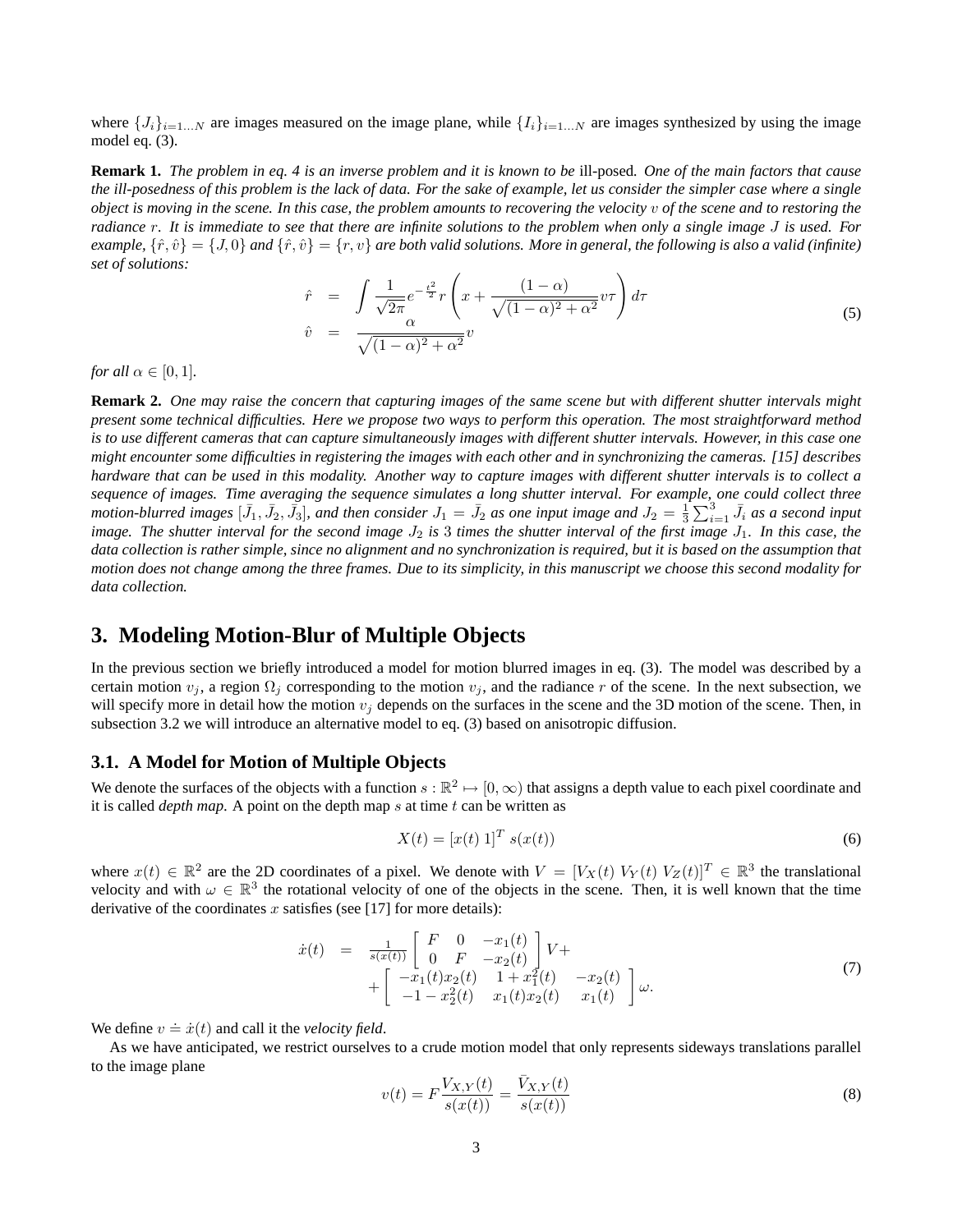where $\{J_i\}_{i=1...N}$ are images measured on the image plane, while $\{I_i\}_{i=1...N}$ are images synthesized by using the image model eq. (3).

**Remark 1.** *The problem in eq. 4 is an inverse problem and it is known to be* ill-posed*. One of the main factors that cause the ill-posedness of this problem is the lack of data. For the sake of example, let us consider the simpler case where a single object is moving in the scene. In this case, the problem amounts to recovering the velocity $v$ of the scene and to restoring the radiance $r$. It is immediate to see that there are infinite solutions to the problem when only a single image $J$ is used. For example, $\{\hat{r}, \hat{v}\} = \{J, 0\}$ and $\{\hat{r}, \hat{v}\} = \{r, v\}$ are both valid solutions. More in general, the following is also a valid (infinite) set of solutions:*

$$
\begin{aligned}
\hat{r} &= \int \frac{1}{\sqrt{2\pi}} e^{-\frac{t^2}{2}} r\left(x + \frac{(1-\alpha)}{\sqrt{(1-\alpha)^2 + \alpha^2}} v\tau\right) d\tau \\
\hat{v} &= \frac{\alpha}{\sqrt{(1-\alpha)^2 + \alpha^2}} v
\end{aligned}
\tag{5}
$$

*for all $\alpha \in [0, 1]$.*

**Remark 2.** *One may raise the concern that capturing images of the same scene but with different shutter intervals might present some technical difficulties. Here we propose two ways to perform this operation. The most straightforward method is to use different cameras that can capture simultaneously images with different shutter intervals. However, in this case one might encounter some difficulties in registering the images with each other and in synchronizing the cameras. [15] describes hardware that can be used in this modality. Another way to capture images with different shutter intervals is to collect a sequence of images. Time averaging the sequence simulates a long shutter interval. For example, one could collect three motion-blurred images $[\bar{J}_1, \bar{J}_2, \bar{J}_3]$, and then consider $J_1 = \bar{J}_2$ as one input image and $J_2 = \frac{1}{3}\sum_{i=1}^{3} \bar{J}_i$ as a second input image. The shutter interval for the second image $J_2$ is $3$ times the shutter interval of the first image $J_1$. In this case, the data collection is rather simple, since no alignment and no synchronization is required, but it is based on the assumption that motion does not change among the three frames. Due to its simplicity, in this manuscript we choose this second modality for data collection.*

# 3. Modeling Motion-Blur of Multiple Objects

In the previous section we briefly introduced a model for motion blurred images in eq. (3). The model was described by a certain motion $v_j$, a region $\Omega_j$ corresponding to the motion $v_j$, and the radiance $r$ of the scene. In the next subsection, we will specify more in detail how the motion $v_j$ depends on the surfaces in the scene and the 3D motion of the scene. Then, in subsection 3.2 we will introduce an alternative model to eq. (3) based on anisotropic diffusion.

## 3.1. A Model for Motion of Multiple Objects

We denote the surfaces of the objects with a function $s : \mathbb{R}^2 \mapsto [0, \infty)$ that assigns a depth value to each pixel coordinate and it is called *depth map*. A point on the depth map $s$ at time $t$ can be written as

$$
X(t) = [x(t)\ 1]^T\ s(x(t))
\tag{6}
$$

where $x(t) \in \mathbb{R}^2$ are the 2D coordinates of a pixel. We denote with $V = [V_X(t)\ V_Y(t)\ V_Z(t)]^T \in \mathbb{R}^3$ the translational velocity and with $\omega \in \mathbb{R}^3$ the rotational velocity of one of the objects in the scene. Then, it is well known that the time derivative of the coordinates $x$ satisfies (see [17] for more details):

$$
\begin{aligned}
\dot{x}(t) &= \frac{1}{s(x(t))} \begin{bmatrix} F & 0 & -x_1(t) \\ 0 & F & -x_2(t) \end{bmatrix} V + \\
&\quad + \begin{bmatrix} -x_1(t)x_2(t) & 1 + x_1^2(t) & -x_2(t) \\ -1 - x_2^2(t) & x_1(t)x_2(t) & x_1(t) \end{bmatrix} \omega.
\end{aligned}
\tag{7}
$$

We define $v \doteq \dot{x}(t)$ and call it the *velocity field*.

As we have anticipated, we restrict ourselves to a crude motion model that only represents sideways translations parallel to the image plane

$$
v(t) = F\frac{V_{X,Y}(t)}{s(x(t))} = \frac{\bar{V}_{X,Y}(t)}{s(x(t))}
\tag{8}
$$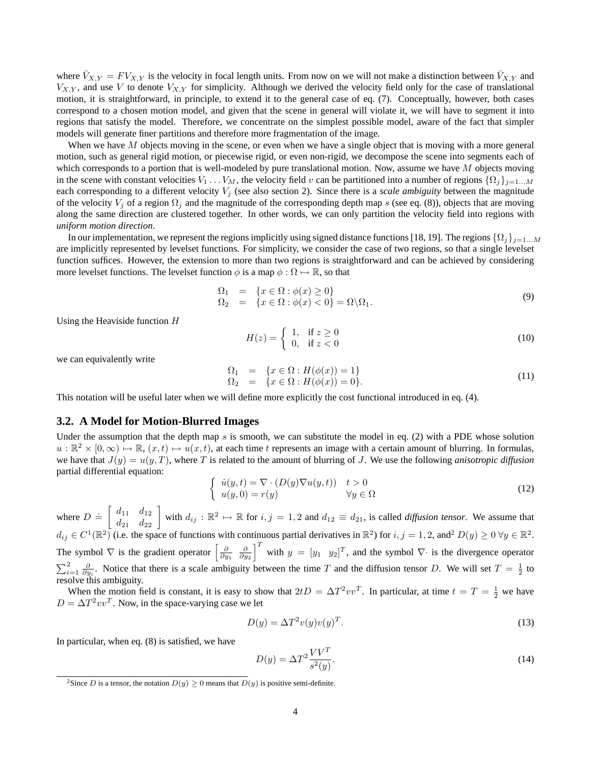where $\bar{V}_{X,Y} = FV_{X,Y}$ is the velocity in focal length units. From now on we will not make a distinction between $\bar{V}_{X,Y}$ and $V_{X,Y}$, and use $V$ to denote $V_{X,Y}$ for simplicity. Although we derived the velocity field only for the case of translational motion, it is straightforward, in principle, to extend it to the general case of eq. (7). Conceptually, however, both cases correspond to a chosen motion model, and given that the scene in general will violate it, we will have to segment it into regions that satisfy the model. Therefore, we concentrate on the simplest possible model, aware of the fact that simpler models will generate finer partitions and therefore more fragmentation of the image.

When we have $M$ objects moving in the scene, or even when we have a single object that is moving with a more general motion, such as general rigid motion, or piecewise rigid, or even non-rigid, we decompose the scene into segments each of which corresponds to a portion that is well-modeled by pure translational motion. Now, assume we have $M$ objects moving in the scene with constant velocities $V_1 \dots V_M$, the velocity field $v$ can be partitioned into a number of regions $\{\Omega_j\}_{j=1\dots M}$ each corresponding to a different velocity $V_j$ (see also section 2). Since there is a *scale ambiguity* between the magnitude of the velocity $V_j$ of a region $\Omega_j$ and the magnitude of the corresponding depth map $s$ (see eq. (8)), objects that are moving along the same direction are clustered together. In other words, we can only partition the velocity field into regions with *uniform motion direction*.

In our implementation, we represent the regions implicitly using signed distance functions [18, 19]. The regions $\{\Omega_j\}_{j=1\dots M}$ are implicitly represented by levelset functions. For simplicity, we consider the case of two regions, so that a single levelset function suffices. However, the extension to more than two regions is straightforward and can be achieved by considering more levelset functions. The levelset function $\phi$ is a map $\phi : \Omega \mapsto \mathbb{R}$, so that

$$
\begin{array}{rcl}
\Omega_1 & = & \{x \in \Omega : \phi(x) \geq 0\} \\
\Omega_2 & = & \{x \in \Omega : \phi(x) < 0\} = \Omega \backslash \Omega_1.
\end{array}
\tag{9}
$$

Using the Heaviside function $H$

$$
H(z) = \left\{ \begin{array}{ll} 1, & \text{if } z \geq 0 \\ 0, & \text{if } z < 0 \end{array} \right.
\tag{10}
$$

we can equivalently write

$$
\begin{array}{rcl}
\Omega_1 & = & \{x \in \Omega : H(\phi(x)) = 1\} \\
\Omega_2 & = & \{x \in \Omega : H(\phi(x)) = 0\}.
\end{array}
\tag{11}
$$

This notation will be useful later when we will define more explicitly the cost functional introduced in eq. (4).

## 3.2. A Model for Motion-Blurred Images

Under the assumption that the depth map $s$ is smooth, we can substitute the model in eq. (2) with a PDE whose solution $u : \mathbb{R}^2 \times [0, \infty) \mapsto \mathbb{R}$, $(x,t) \mapsto u(x,t)$, at each time $t$ represents an image with a certain amount of blurring. In formulas, we have that $J(y) = u(y,T)$, where $T$ is related to the amount of blurring of $J$. We use the following *anisotropic diffusion* partial differential equation:

$$
\left\{ \begin{array}{ll} \dot{u}(y,t) = \nabla \cdot (D(y) \nabla u(y,t)) & t > 0 \\ u(y,0) = r(y) & \forall y \in \Omega \end{array} \right.
\tag{12}
$$

where $D \doteq \left[ \begin{array}{cc} d_{11} & d_{12} \\ d_{21} & d_{22} \end{array} \right]$ with $d_{ij} : \mathbb{R}^2 \mapsto \mathbb{R}$ for $i,j = 1,2$ and $d_{12} \equiv d_{21}$, is called *diffusion tensor*. We assume that $d_{ij} \in C^1(\mathbb{R}^2)$ (i.e. the space of functions with continuous partial derivatives in $\mathbb{R}^2$) for $i,j = 1,2$, and[2] $D(y) \geq 0 \; \forall y \in \mathbb{R}^2$. The symbol $\nabla$ is the gradient operator $\left[ \frac{\partial}{\partial y_1} \;\; \frac{\partial}{\partial y_2} \right]^T$ with $y = [y_1 \;\; y_2]^T$, and the symbol $\nabla \cdot$ is the divergence operator $\sum_{i=1}^{2} \frac{\partial}{\partial y_i}$. Notice that there is a scale ambiguity between the time $T$ and the diffusion tensor $D$. We will set $T = \frac{1}{2}$ to resolve this ambiguity.

When the motion field is constant, it is easy to show that $2tD = \Delta T^2 v v^T$. In particular, at time $t = T = \frac{1}{2}$ we have $D = \Delta T^2 v v^T$. Now, in the space-varying case we let

$$
D(y) = \Delta T^2 v(y) v(y)^T.
\tag{13}
$$

In particular, when eq. (8) is satisfied, we have

$$
D(y) = \Delta T^2 \frac{V V^T}{s^2(y)}.
\tag{14}
$$

[2] Since $D$ is a tensor, the notation $D(y) \geq 0$ means that $D(y)$ is positive semi-definite.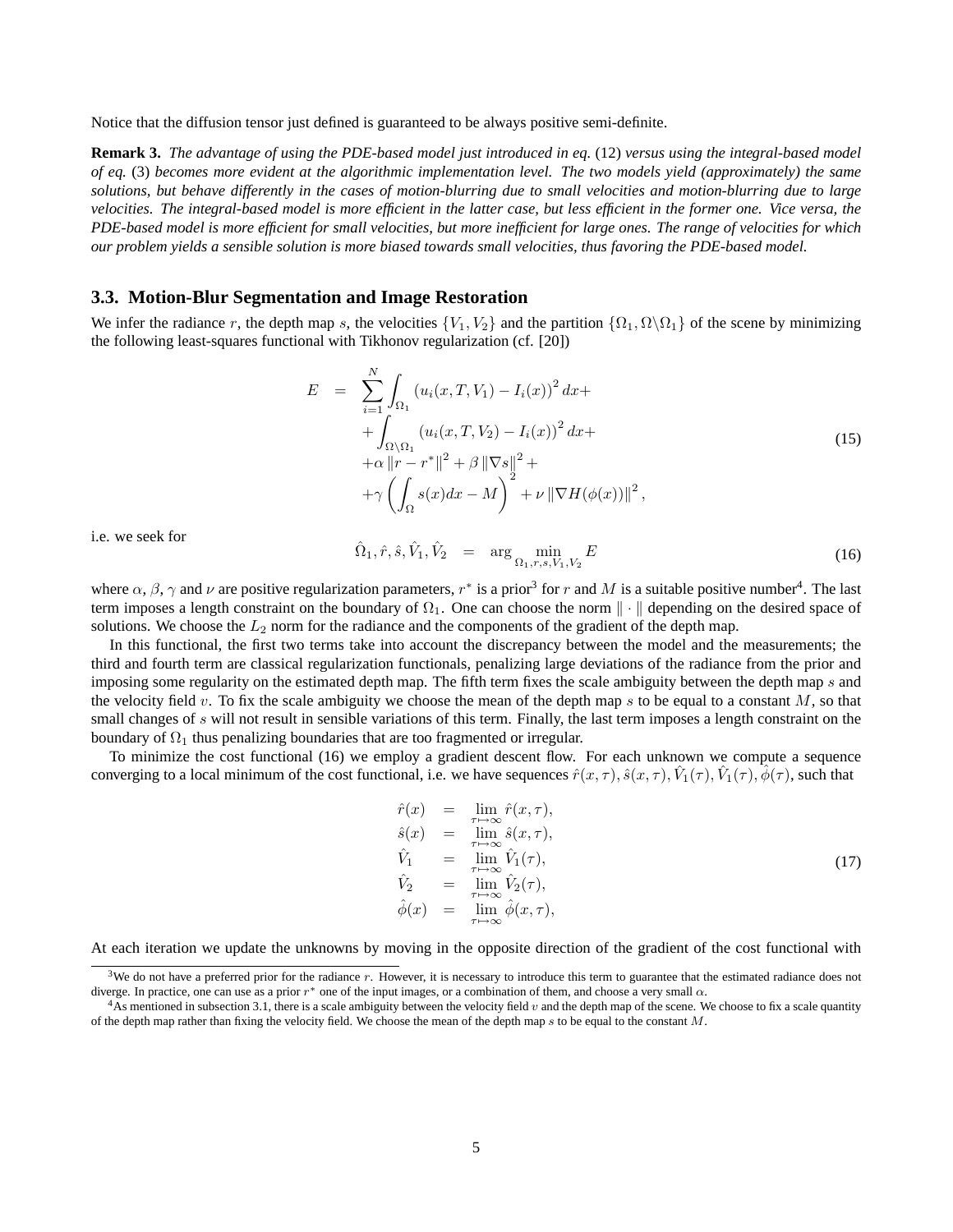Notice that the diffusion tensor just defined is guaranteed to be always positive semi-definite.

**Remark 3.** *The advantage of using the PDE-based model just introduced in eq.* (12) *versus using the integral-based model of eq.* (3) *becomes more evident at the algorithmic implementation level. The two models yield (approximately) the same solutions, but behave differently in the cases of motion-blurring due to small velocities and motion-blurring due to large velocities. The integral-based model is more efficient in the latter case, but less efficient in the former one. Vice versa, the PDE-based model is more efficient for small velocities, but more inefficient for large ones. The range of velocities for which our problem yields a sensible solution is more biased towards small velocities, thus favoring the PDE-based model.*

### 3.3. Motion-Blur Segmentation and Image Restoration

We infer the radiance $r$, the depth map $s$, the velocities $\{V_1, V_2\}$ and the partition $\{\Omega_1, \Omega\backslash\Omega_1\}$ of the scene by minimizing the following least-squares functional with Tikhonov regularization (cf. [20])

$$
\begin{array}{rcl}
E & = & \displaystyle\sum_{i=1}^{N} \int_{\Omega_1} \left(u_i(x, T, V_1) - I_i(x)\right)^2 dx + \\
& & \displaystyle + \int_{\Omega\backslash\Omega_1} \left(u_i(x, T, V_2) - I_i(x)\right)^2 dx + \\
& & + \alpha \left\|r - r^*\right\|^2 + \beta \left\|\nabla s\right\|^2 + \\
& & \displaystyle + \gamma \left( \int_{\Omega} s(x) dx - M \right)^2 + \nu \left\|\nabla H(\phi(x))\right\|^2,
\end{array}
\tag{15}
$$

i.e. we seek for

$$
\hat{\Omega}_1, \hat{r}, \hat{s}, \hat{V}_1, \hat{V}_2 \quad = \quad \arg \min_{\Omega_1, r, s, V_1, V_2} E \tag{16}
$$

where $\alpha$, $\beta$, $\gamma$ and $\nu$ are positive regularization parameters, $r^*$ is a prior[3] for $r$ and $M$ is a suitable positive number[4]. The last term imposes a length constraint on the boundary of $\Omega_1$. One can choose the norm $\|\cdot\|$ depending on the desired space of solutions. We choose the $L_2$ norm for the radiance and the components of the gradient of the depth map.

In this functional, the first two terms take into account the discrepancy between the model and the measurements; the third and fourth term are classical regularization functionals, penalizing large deviations of the radiance from the prior and imposing some regularity on the estimated depth map. The fifth term fixes the scale ambiguity between the depth map $s$ and the velocity field $v$. To fix the scale ambiguity we choose the mean of the depth map $s$ to be equal to a constant $M$, so that small changes of $s$ will not result in sensible variations of this term. Finally, the last term imposes a length constraint on the boundary of $\Omega_1$ thus penalizing boundaries that are too fragmented or irregular.

To minimize the cost functional (16) we employ a gradient descent flow. For each unknown we compute a sequence converging to a local minimum of the cost functional, i.e. we have sequences $\hat{r}(x,\tau), \hat{s}(x,\tau), \hat{V}_1(\tau), \hat{V}_1(\tau), \hat{\phi}(\tau)$, such that

$$
\begin{array}{rcl}
\hat{r}(x) & = & \lim_{\tau \mapsto \infty} \hat{r}(x, \tau), \\
\hat{s}(x) & = & \lim_{\tau \mapsto \infty} \hat{s}(x, \tau), \\
\hat{V}_1 & = & \lim_{\tau \mapsto \infty} \hat{V}_1(\tau), \\
\hat{V}_2 & = & \lim_{\tau \mapsto \infty} \hat{V}_2(\tau), \\
\hat{\phi}(x) & = & \lim_{\tau \mapsto \infty} \hat{\phi}(x, \tau),
\end{array}
\tag{17}
$$

At each iteration we update the unknowns by moving in the opposite direction of the gradient of the cost functional with

[3] We do not have a preferred prior for the radiance $r$. However, it is necessary to introduce this term to guarantee that the estimated radiance does not diverge. In practice, one can use as a prior $r^*$ one of the input images, or a combination of them, and choose a very small $\alpha$.

[4] As mentioned in subsection 3.1, there is a scale ambiguity between the velocity field $v$ and the depth map of the scene. We choose to fix a scale quantity of the depth map rather than fixing the velocity field. We choose the mean of the depth map $s$ to be equal to the constant $M$.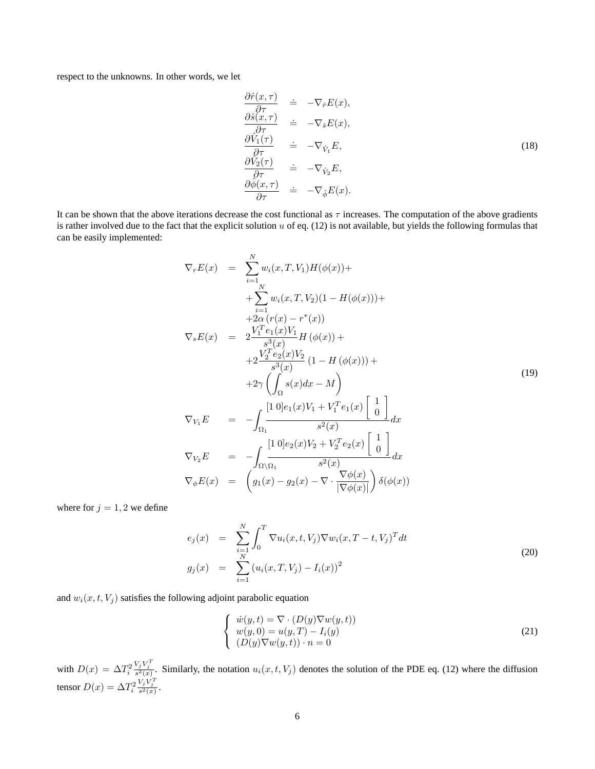respect to the unknowns. In other words, we let

$$
\begin{array}{rcl}
\dfrac{\partial \hat{r}(x,\tau)}{\partial \tau} & \doteq & -\nabla_{\hat{r}} E(x), \\
\dfrac{\partial \hat{s}(x,\tau)}{\partial \tau} & \doteq & -\nabla_{\hat{s}} E(x), \\
\dfrac{\partial \hat{V}_1(\tau)}{\partial \tau} & \doteq & -\nabla_{\hat{V}_1} E, \\
\dfrac{\partial \hat{V}_2(\tau)}{\partial \tau} & \doteq & -\nabla_{\hat{V}_2} E, \\
\dfrac{\partial \hat{\phi}(x,\tau)}{\partial \tau} & \doteq & -\nabla_{\hat{\phi}} E(x).
\end{array}
\tag{18}
$$

It can be shown that the above iterations decrease the cost functional as $\tau$ increases. The computation of the above gradients is rather involved due to the fact that the explicit solution $u$ of eq. (12) is not available, but yields the following formulas that can be easily implemented:

$$
\begin{array}{rcl}
\nabla_r E(x) & = & \displaystyle\sum_{i=1}^{N} w_i(x,T,V_1) H(\phi(x)) + \\
& & + \displaystyle\sum_{i=1}^{N} w_i(x,T,V_2)(1 - H(\phi(x))) + \\
& & + 2\alpha \left(r(x) - r^*(x)\right) \\
\nabla_s E(x) & = & 2\dfrac{V_1^T e_1(x) V_1}{s^3(x)} H\left(\phi(x)\right) + \\
& & + 2\dfrac{V_2^T e_2(x) V_2}{s^3(x)} \left(1 - H\left(\phi(x)\right)\right) + \\
& & + 2\gamma \left( \displaystyle\int_{\Omega} s(x) dx - M \right) \\
\nabla_{V_1} E & = & -\displaystyle\int_{\Omega_1} \dfrac{[1\ 0] e_1(x) V_1 + V_1^T e_1(x) \begin{bmatrix} 1 \\ 0 \end{bmatrix}}{s^2(x)} dx \\
\nabla_{V_2} E & = & -\displaystyle\int_{\Omega \setminus \Omega_1} \dfrac{[1\ 0] e_2(x) V_2 + V_2^T e_2(x) \begin{bmatrix} 1 \\ 0 \end{bmatrix}}{s^2(x)} dx \\
\nabla_\phi E(x) & = & \left( g_1(x) - g_2(x) - \nabla \cdot \dfrac{\nabla \phi(x)}{|\nabla \phi(x)|} \right) \delta(\phi(x))
\end{array}
\tag{19}
$$

where for $j = 1, 2$ we define

$$
\begin{array}{rcl}
e_j(x) & = & \displaystyle\sum_{i=1}^{N} \int_0^T \nabla u_i(x,t,V_j) \nabla w_i(x, T-t, V_j)^T dt \\
g_j(x) & = & \displaystyle\sum_{i=1}^{N} \left(u_i(x,T,V_j) - I_i(x)\right)^2
\end{array}
\tag{20}
$$

and $w_i(x,t,V_j)$ satisfies the following adjoint parabolic equation

$$
\left\{
\begin{array}{l}
\dot{w}(y,t) = \nabla \cdot (D(y) \nabla w(y,t)) \\
w(y,0) = u(y,T) - I_i(y) \\
(D(y) \nabla w(y,t)) \cdot n = 0
\end{array}
\right.
\tag{21}
$$

with $D(x) = \Delta T_i^2 \frac{V_j V_j^T}{s^2(x)}$. Similarly, the notation $u_i(x,t,V_j)$ denotes the solution of the PDE eq. (12) where the diffusion tensor $D(x) = \Delta T_i^2 \frac{V_j V_j^T}{s^2(x)}$.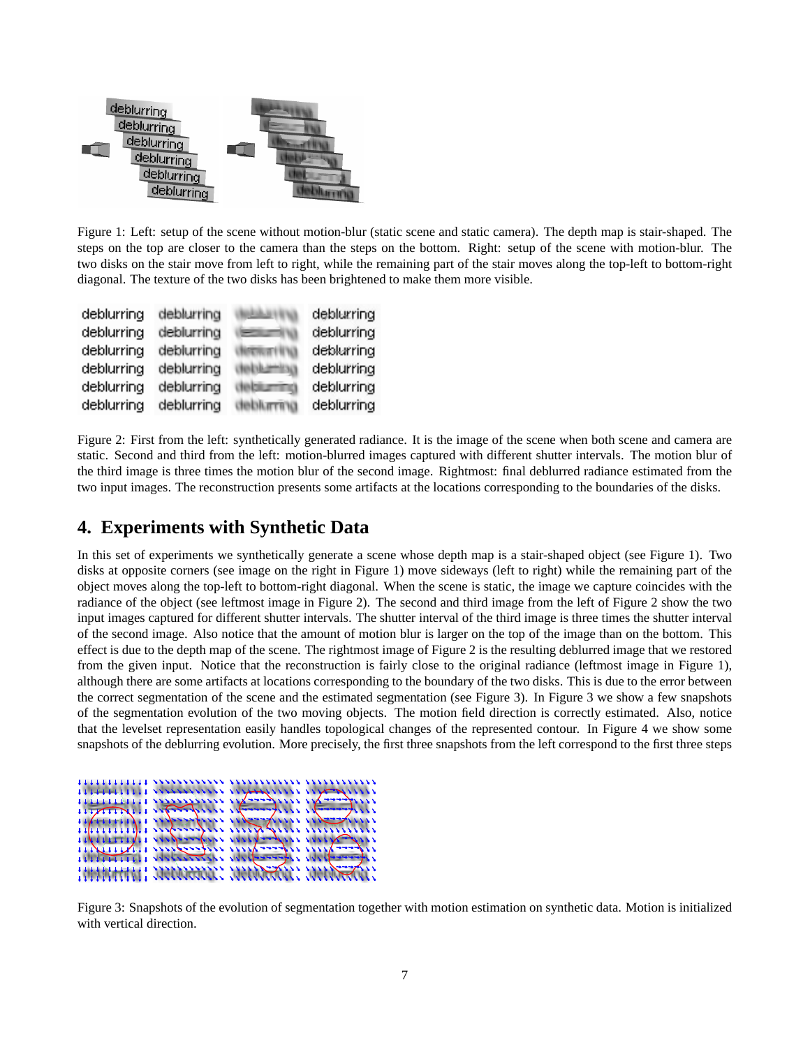Figure 1: Left: setup of the scene without motion-blur (static scene and static camera). The depth map is stair-shaped. The steps on the top are closer to the camera than the steps on the bottom. Right: setup of the scene with motion-blur. The two disks on the stair move from left to right, while the remaining part of the stair moves along the top-left to bottom-right diagonal. The texture of the two disks has been brightened to make them more visible.

Figure 2: First from the left: synthetically generated radiance. It is the image of the scene when both scene and camera are static. Second and third from the left: motion-blurred images captured with different shutter intervals. The motion blur of the third image is three times the motion blur of the second image. Rightmost: final deblurred radiance estimated from the two input images. The reconstruction presents some artifacts at the locations corresponding to the boundaries of the disks.

## 4. Experiments with Synthetic Data

In this set of experiments we synthetically generate a scene whose depth map is a stair-shaped object (see Figure 1). Two disks at opposite corners (see image on the right in Figure 1) move sideways (left to right) while the remaining part of the object moves along the top-left to bottom-right diagonal. When the scene is static, the image we capture coincides with the radiance of the object (see leftmost image in Figure 2). The second and third image from the left of Figure 2 show the two input images captured for different shutter intervals. The shutter interval of the third image is three times the shutter interval of the second image. Also notice that the amount of motion blur is larger on the top of the image than on the bottom. This effect is due to the depth map of the scene. The rightmost image of Figure 2 is the resulting deblurred image that we restored from the given input. Notice that the reconstruction is fairly close to the original radiance (leftmost image in Figure 1), although there are some artifacts at locations corresponding to the boundary of the two disks. This is due to the error between the correct segmentation of the scene and the estimated segmentation (see Figure 3). In Figure 3 we show a few snapshots of the segmentation evolution of the two moving objects. The motion field direction is correctly estimated. Also, notice that the levelset representation easily handles topological changes of the represented contour. In Figure 4 we show some snapshots of the deblurring evolution. More precisely, the first three snapshots from the left correspond to the first three steps

Figure 3: Snapshots of the evolution of segmentation together with motion estimation on synthetic data. Motion is initialized with vertical direction.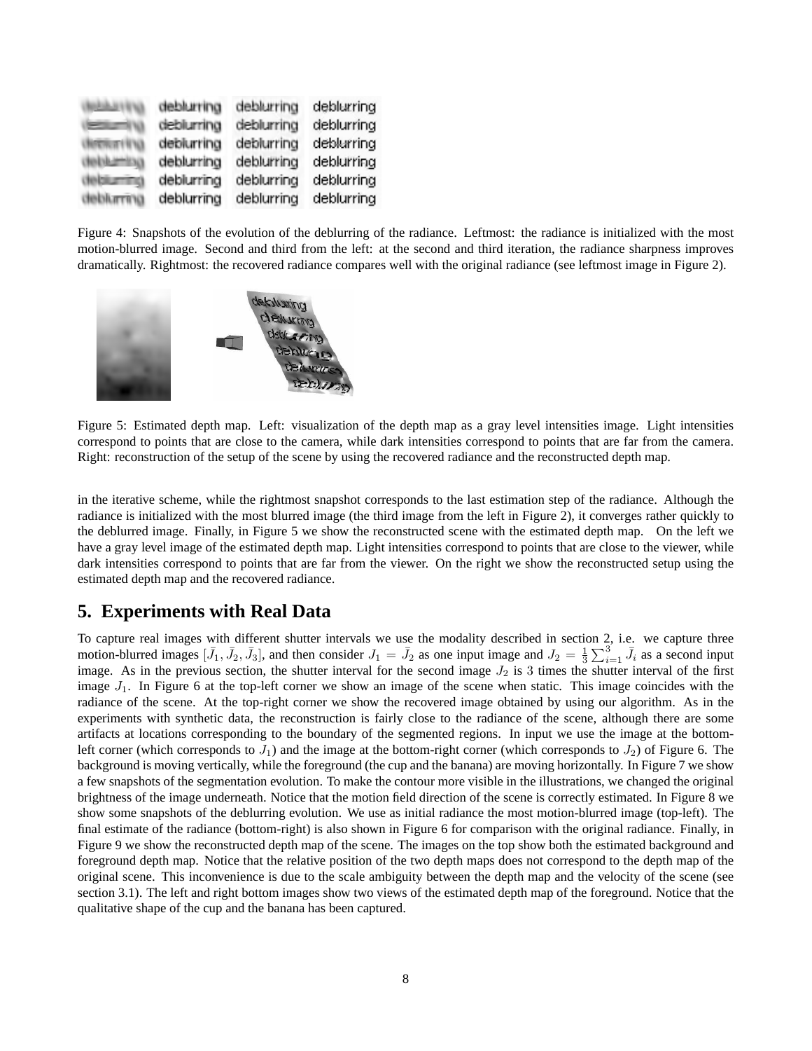Figure 4: Snapshots of the evolution of the deblurring of the radiance. Leftmost: the radiance is initialized with the most motion-blurred image. Second and third from the left: at the second and third iteration, the radiance sharpness improves dramatically. Rightmost: the recovered radiance compares well with the original radiance (see leftmost image in Figure 2).

Figure 5: Estimated depth map. Left: visualization of the depth map as a gray level intensities image. Light intensities correspond to points that are close to the camera, while dark intensities correspond to points that are far from the camera. Right: reconstruction of the setup of the scene by using the recovered radiance and the reconstructed depth map.

in the iterative scheme, while the rightmost snapshot corresponds to the last estimation step of the radiance. Although the radiance is initialized with the most blurred image (the third image from the left in Figure 2), it converges rather quickly to the deblurred image. Finally, in Figure 5 we show the reconstructed scene with the estimated depth map. On the left we have a gray level image of the estimated depth map. Light intensities correspond to points that are close to the viewer, while dark intensities correspond to points that are far from the viewer. On the right we show the reconstructed setup using the estimated depth map and the recovered radiance.

## 5. Experiments with Real Data

To capture real images with different shutter intervals we use the modality described in section 2, i.e. we capture three motion-blurred images $[\bar{J}_1, \bar{J}_2, \bar{J}_3]$, and then consider $J_1 = \bar{J}_2$ as one input image and $J_2 = \frac{1}{3}\sum_{i=1}^{3} \bar{J}_i$ as a second input image. As in the previous section, the shutter interval for the second image $J_2$ is 3 times the shutter interval of the first image $J_1$. In Figure 6 at the top-left corner we show an image of the scene when static. This image coincides with the radiance of the scene. At the top-right corner we show the recovered image obtained by using our algorithm. As in the experiments with synthetic data, the reconstruction is fairly close to the radiance of the scene, although there are some artifacts at locations corresponding to the boundary of the segmented regions. In input we use the image at the bottom-left corner (which corresponds to $J_1$) and the image at the bottom-right corner (which corresponds to $J_2$) of Figure 6. The background is moving vertically, while the foreground (the cup and the banana) are moving horizontally. In Figure 7 we show a few snapshots of the segmentation evolution. To make the contour more visible in the illustrations, we changed the original brightness of the image underneath. Notice that the motion field direction of the scene is correctly estimated. In Figure 8 we show some snapshots of the deblurring evolution. We use as initial radiance the most motion-blurred image (top-left). The final estimate of the radiance (bottom-right) is also shown in Figure 6 for comparison with the original radiance. Finally, in Figure 9 we show the reconstructed depth map of the scene. The images on the top show both the estimated background and foreground depth map. Notice that the relative position of the two depth maps does not correspond to the depth map of the original scene. This inconvenience is due to the scale ambiguity between the depth map and the velocity of the scene (see section 3.1). The left and right bottom images show two views of the estimated depth map of the foreground. Notice that the qualitative shape of the cup and the banana has been captured.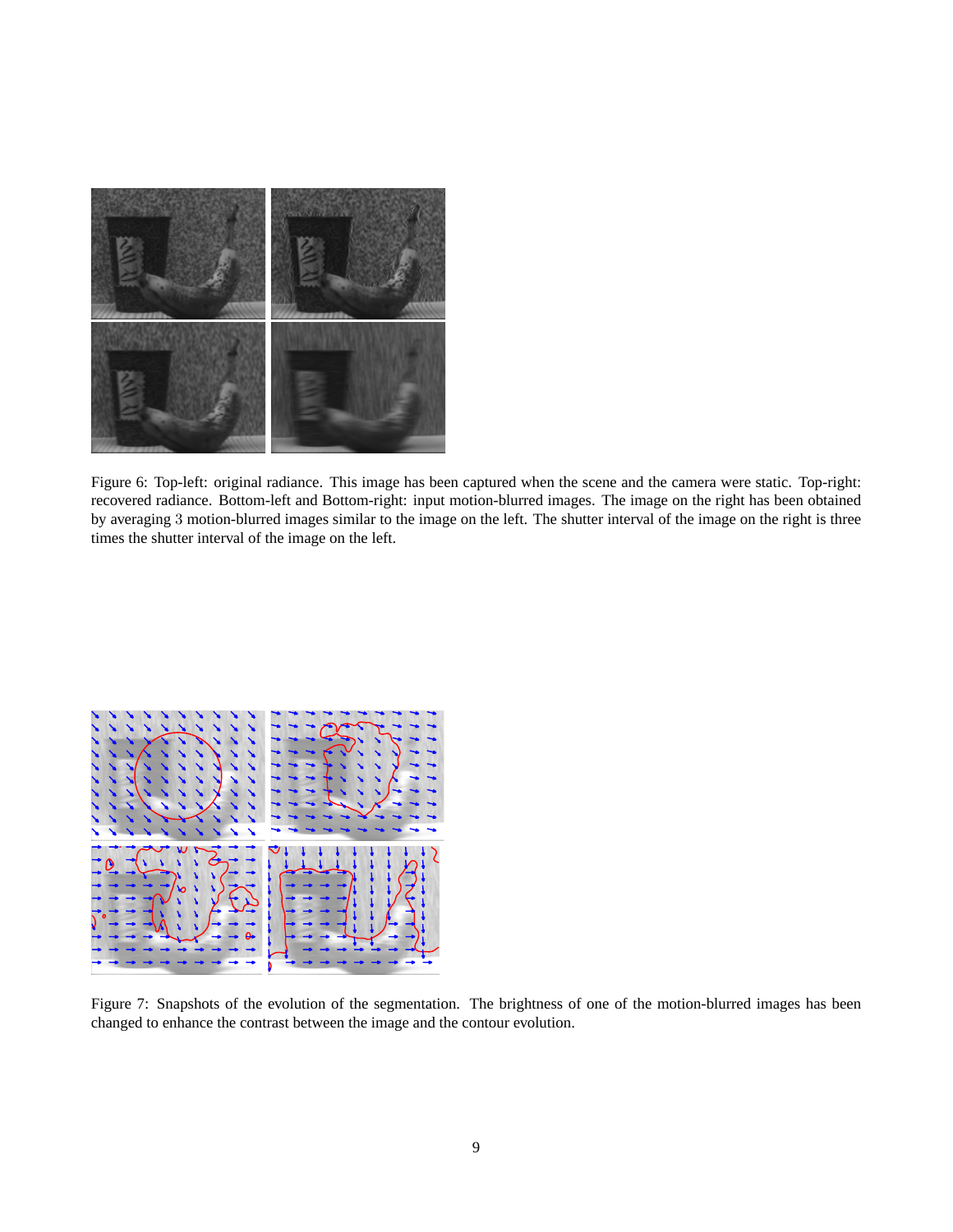Figure 6: Top-left: original radiance. This image has been captured when the scene and the camera were static. Top-right: recovered radiance. Bottom-left and Bottom-right: input motion-blurred images. The image on the right has been obtained by averaging $3$ motion-blurred images similar to the image on the left. The shutter interval of the image on the right is three times the shutter interval of the image on the left.

Figure 7: Snapshots of the evolution of the segmentation. The brightness of one of the motion-blurred images has been changed to enhance the contrast between the image and the contour evolution.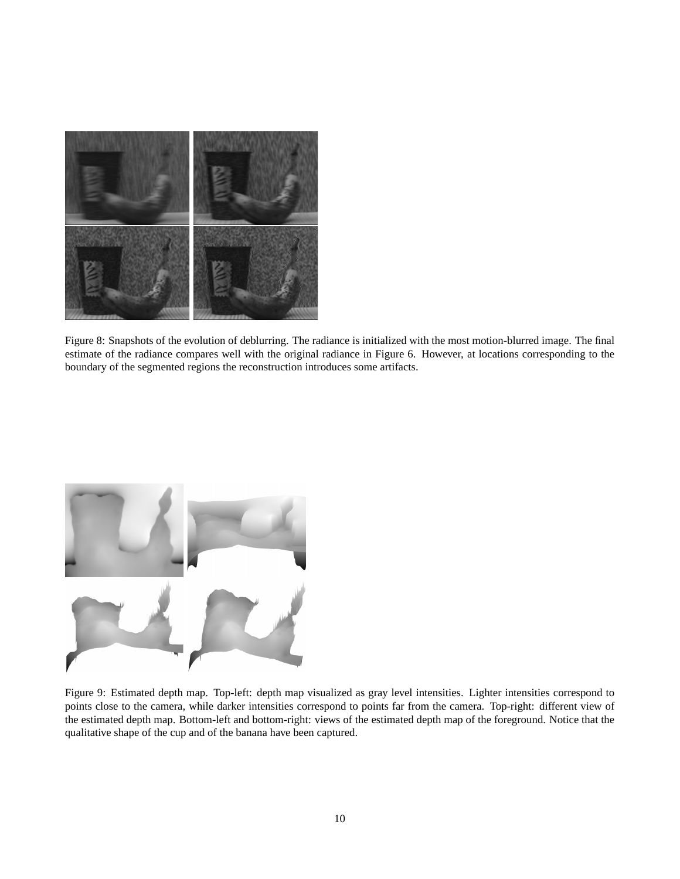Figure 8: Snapshots of the evolution of deblurring. The radiance is initialized with the most motion-blurred image. The final estimate of the radiance compares well with the original radiance in Figure 6. However, at locations corresponding to the boundary of the segmented regions the reconstruction introduces some artifacts.

Figure 9: Estimated depth map. Top-left: depth map visualized as gray level intensities. Lighter intensities correspond to points close to the camera, while darker intensities correspond to points far from the camera. Top-right: different view of the estimated depth map. Bottom-left and bottom-right: views of the estimated depth map of the foreground. Notice that the qualitative shape of the cup and of the banana have been captured.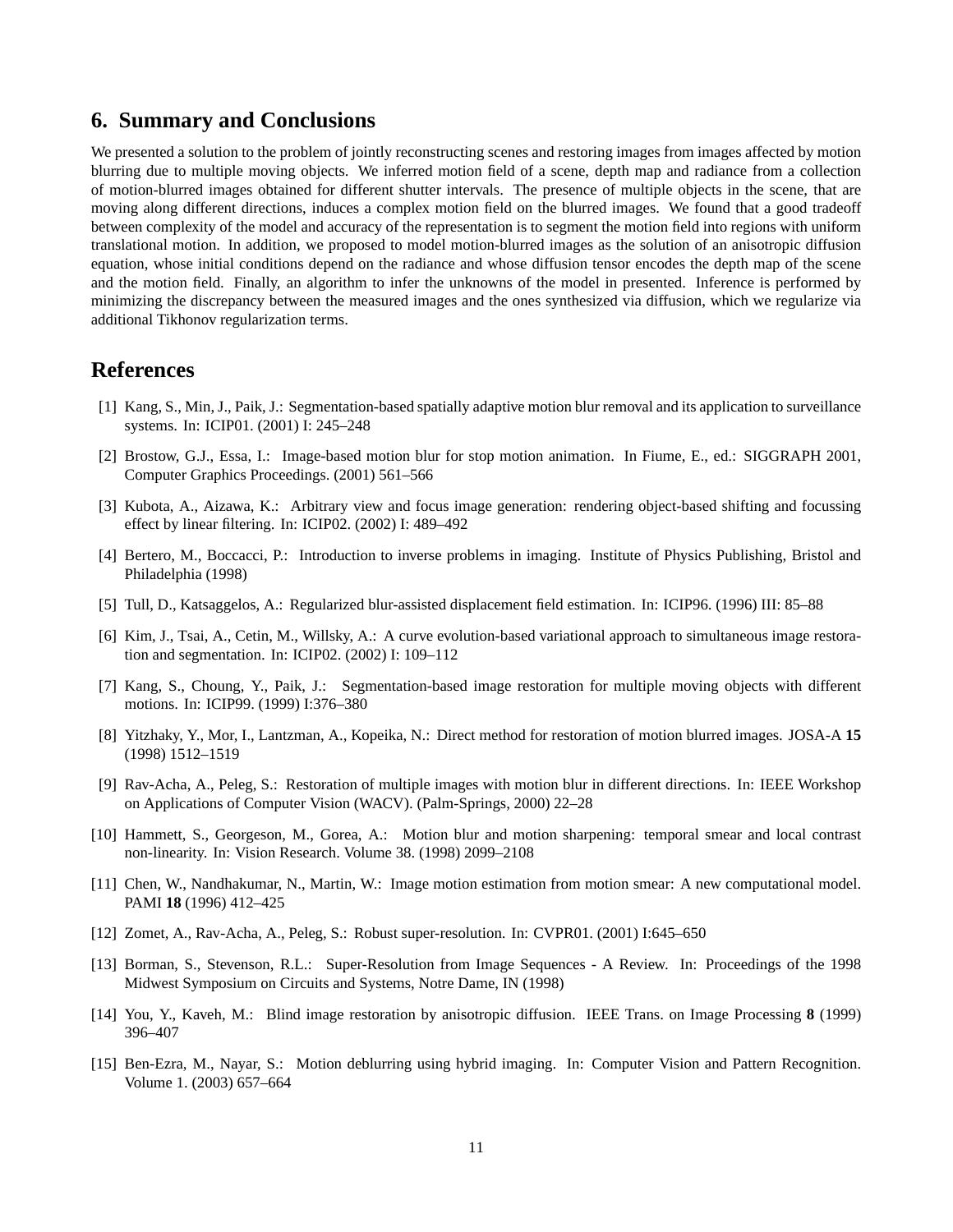## 6. Summary and Conclusions

We presented a solution to the problem of jointly reconstructing scenes and restoring images from images affected by motion blurring due to multiple moving objects. We inferred motion field of a scene, depth map and radiance from a collection of motion-blurred images obtained for different shutter intervals. The presence of multiple objects in the scene, that are moving along different directions, induces a complex motion field on the blurred images. We found that a good tradeoff between complexity of the model and accuracy of the representation is to segment the motion field into regions with uniform translational motion. In addition, we proposed to model motion-blurred images as the solution of an anisotropic diffusion equation, whose initial conditions depend on the radiance and whose diffusion tensor encodes the depth map of the scene and the motion field. Finally, an algorithm to infer the unknowns of the model in presented. Inference is performed by minimizing the discrepancy between the measured images and the ones synthesized via diffusion, which we regularize via additional Tikhonov regularization terms.

## References

[1] Kang, S., Min, J., Paik, J.: Segmentation-based spatially adaptive motion blur removal and its application to surveillance systems. In: ICIP01. (2001) I: 245–248

[2] Brostow, G.J., Essa, I.: Image-based motion blur for stop motion animation. In Fiume, E., ed.: SIGGRAPH 2001, Computer Graphics Proceedings. (2001) 561–566

[3] Kubota, A., Aizawa, K.: Arbitrary view and focus image generation: rendering object-based shifting and focussing effect by linear filtering. In: ICIP02. (2002) I: 489–492

[4] Bertero, M., Boccacci, P.: Introduction to inverse problems in imaging. Institute of Physics Publishing, Bristol and Philadelphia (1998)

[5] Tull, D., Katsaggelos, A.: Regularized blur-assisted displacement field estimation. In: ICIP96. (1996) III: 85–88

[6] Kim, J., Tsai, A., Cetin, M., Willsky, A.: A curve evolution-based variational approach to simultaneous image restoration and segmentation. In: ICIP02. (2002) I: 109–112

[7] Kang, S., Choung, Y., Paik, J.: Segmentation-based image restoration for multiple moving objects with different motions. In: ICIP99. (1999) I:376–380

[8] Yitzhaky, Y., Mor, I., Lantzman, A., Kopeika, N.: Direct method for restoration of motion blurred images. JOSA-A **15** (1998) 1512–1519

[9] Rav-Acha, A., Peleg, S.: Restoration of multiple images with motion blur in different directions. In: IEEE Workshop on Applications of Computer Vision (WACV). (Palm-Springs, 2000) 22–28

[10] Hammett, S., Georgeson, M., Gorea, A.: Motion blur and motion sharpening: temporal smear and local contrast non-linearity. In: Vision Research. Volume 38. (1998) 2099–2108

[11] Chen, W., Nandhakumar, N., Martin, W.: Image motion estimation from motion smear: A new computational model. PAMI **18** (1996) 412–425

[12] Zomet, A., Rav-Acha, A., Peleg, S.: Robust super-resolution. In: CVPR01. (2001) I:645–650

[13] Borman, S., Stevenson, R.L.: Super-Resolution from Image Sequences - A Review. In: Proceedings of the 1998 Midwest Symposium on Circuits and Systems, Notre Dame, IN (1998)

[14] You, Y., Kaveh, M.: Blind image restoration by anisotropic diffusion. IEEE Trans. on Image Processing **8** (1999) 396–407

[15] Ben-Ezra, M., Nayar, S.: Motion deblurring using hybrid imaging. In: Computer Vision and Pattern Recognition. Volume 1. (2003) 657–664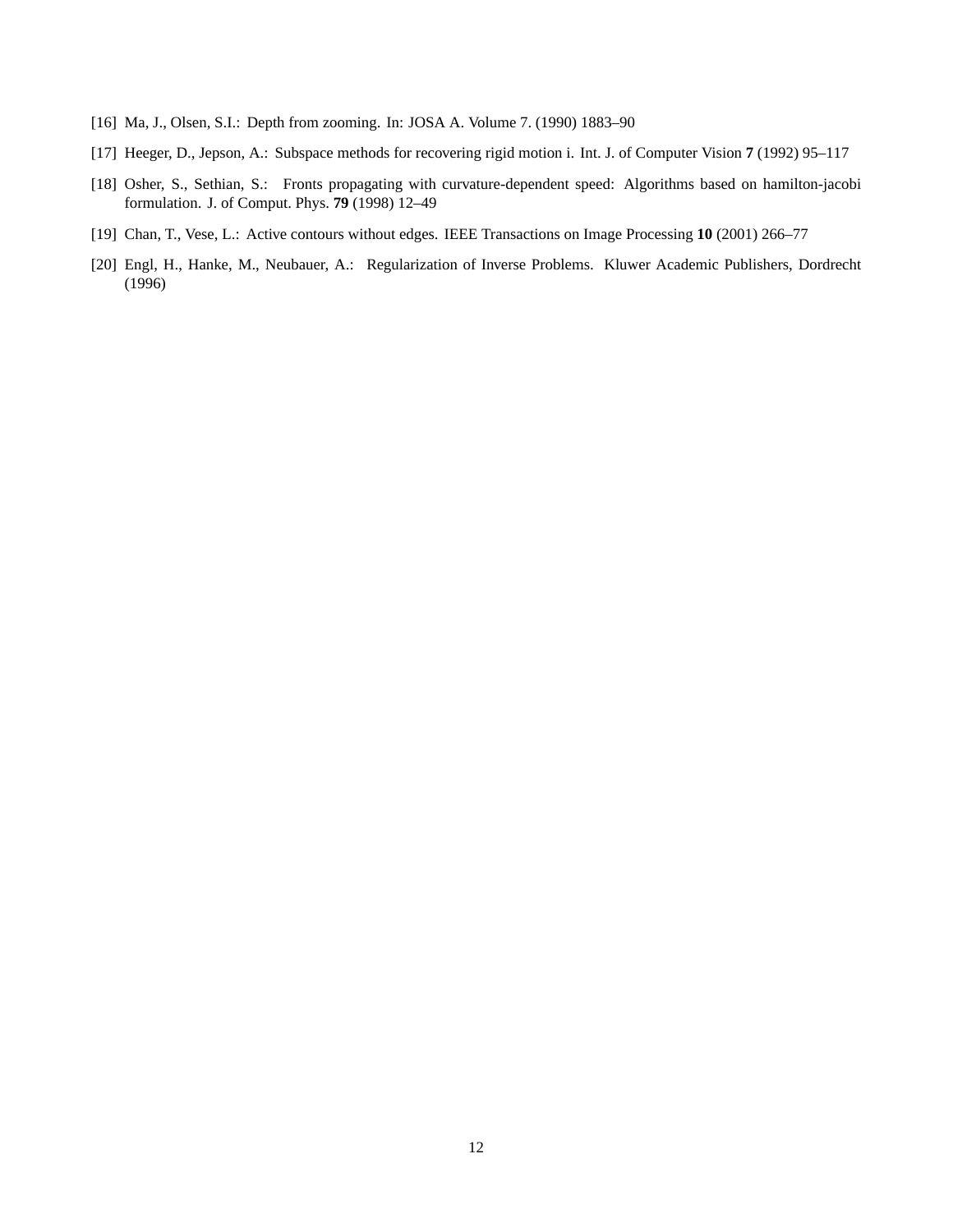[16] Ma, J., Olsen, S.I.: Depth from zooming. In: JOSA A. Volume 7. (1990) 1883–90

[17] Heeger, D., Jepson, A.: Subspace methods for recovering rigid motion i. Int. J. of Computer Vision **7** (1992) 95–117

[18] Osher, S., Sethian, S.: Fronts propagating with curvature-dependent speed: Algorithms based on hamilton-jacobi formulation. J. of Comput. Phys. **79** (1998) 12–49

[19] Chan, T., Vese, L.: Active contours without edges. IEEE Transactions on Image Processing **10** (2001) 266–77

[20] Engl, H., Hanke, M., Neubauer, A.: Regularization of Inverse Problems. Kluwer Academic Publishers, Dordrecht (1996)